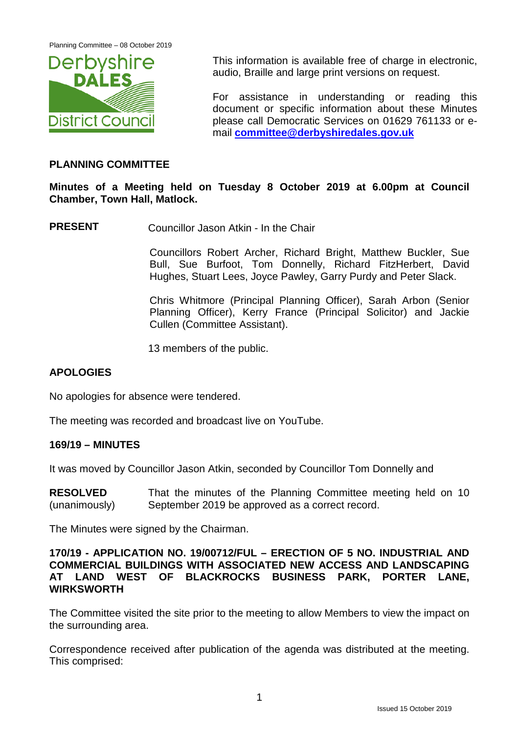This information is available free of charge in electronic, audio, Braille and large print versions on request.

For assistance in understanding or reading this document or specific information about these Minutes please call Democratic Services on 01629 761133 or e-mail **committee@derbyshiredales.gov.uk**

## PLANNING COMMITTEE

**Minutes of a Meeting held on Tuesday 8 October 2019 at 6.00pm at Council Chamber, Town Hall, Matlock.**

**PRESENT** Councillor Jason Atkin - In the Chair

Councillors Robert Archer, Richard Bright, Matthew Buckler, Sue Bull, Sue Burfoot, Tom Donnelly, Richard FitzHerbert, David Hughes, Stuart Lees, Joyce Pawley, Garry Purdy and Peter Slack.

Chris Whitmore (Principal Planning Officer), Sarah Arbon (Senior Planning Officer), Kerry France (Principal Solicitor) and Jackie Cullen (Committee Assistant).

13 members of the public.

### APOLOGIES

No apologies for absence were tendered.

The meeting was recorded and broadcast live on YouTube.

### 169/19 – MINUTES

It was moved by Councillor Jason Atkin, seconded by Councillor Tom Donnelly and

**RESOLVED** (unanimously) That the minutes of the Planning Committee meeting held on 10 September 2019 be approved as a correct record.

The Minutes were signed by the Chairman.

### 170/19 - APPLICATION NO. 19/00712/FUL – ERECTION OF 5 NO. INDUSTRIAL AND COMMERCIAL BUILDINGS WITH ASSOCIATED NEW ACCESS AND LANDSCAPING AT LAND WEST OF BLACKROCKS BUSINESS PARK, PORTER LANE, WIRKSWORTH

The Committee visited the site prior to the meeting to allow Members to view the impact on the surrounding area.

Correspondence received after publication of the agenda was distributed at the meeting. This comprised: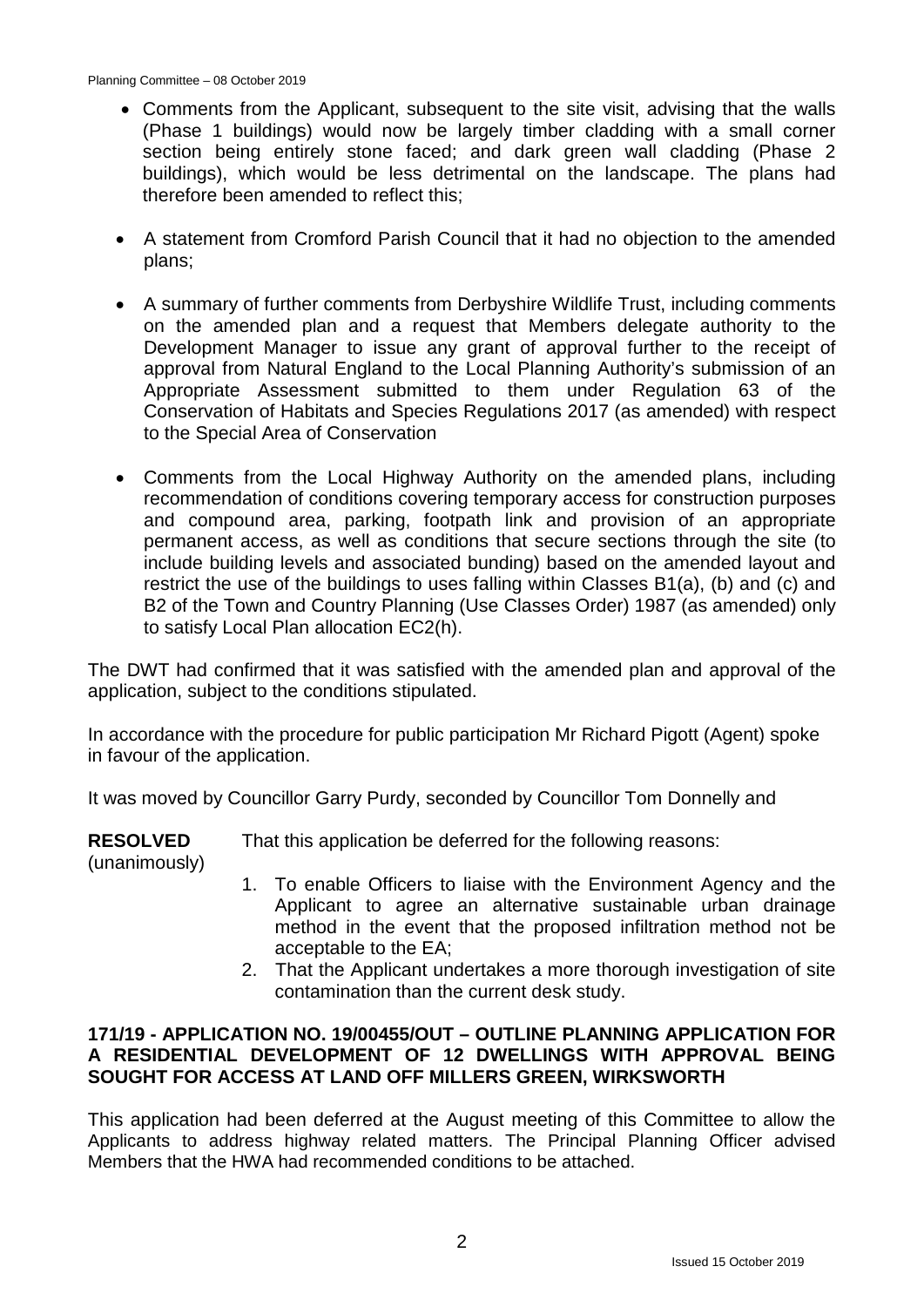- Comments from the Applicant, subsequent to the site visit, advising that the walls (Phase 1 buildings) would now be largely timber cladding with a small corner section being entirely stone faced; and dark green wall cladding (Phase 2 buildings), which would be less detrimental on the landscape. The plans had therefore been amended to reflect this;

- A statement from Cromford Parish Council that it had no objection to the amended plans;

- A summary of further comments from Derbyshire Wildlife Trust, including comments on the amended plan and a request that Members delegate authority to the Development Manager to issue any grant of approval further to the receipt of approval from Natural England to the Local Planning Authority's submission of an Appropriate Assessment submitted to them under Regulation 63 of the Conservation of Habitats and Species Regulations 2017 (as amended) with respect to the Special Area of Conservation

- Comments from the Local Highway Authority on the amended plans, including recommendation of conditions covering temporary access for construction purposes and compound area, parking, footpath link and provision of an appropriate permanent access, as well as conditions that secure sections through the site (to include building levels and associated bunding) based on the amended layout and restrict the use of the buildings to uses falling within Classes B1(a), (b) and (c) and B2 of the Town and Country Planning (Use Classes Order) 1987 (as amended) only to satisfy Local Plan allocation EC2(h).

The DWT had confirmed that it was satisfied with the amended plan and approval of the application, subject to the conditions stipulated.

In accordance with the procedure for public participation Mr Richard Pigott (Agent) spoke in favour of the application.

It was moved by Councillor Garry Purdy, seconded by Councillor Tom Donnelly and

**RESOLVED** (unanimously) That this application be deferred for the following reasons:

1. To enable Officers to liaise with the Environment Agency and the Applicant to agree an alternative sustainable urban drainage method in the event that the proposed infiltration method not be acceptable to the EA;
2. That the Applicant undertakes a more thorough investigation of site contamination than the current desk study.

**171/19 - APPLICATION NO. 19/00455/OUT – OUTLINE PLANNING APPLICATION FOR A RESIDENTIAL DEVELOPMENT OF 12 DWELLINGS WITH APPROVAL BEING SOUGHT FOR ACCESS AT LAND OFF MILLERS GREEN, WIRKSWORTH**

This application had been deferred at the August meeting of this Committee to allow the Applicants to address highway related matters. The Principal Planning Officer advised Members that the HWA had recommended conditions to be attached.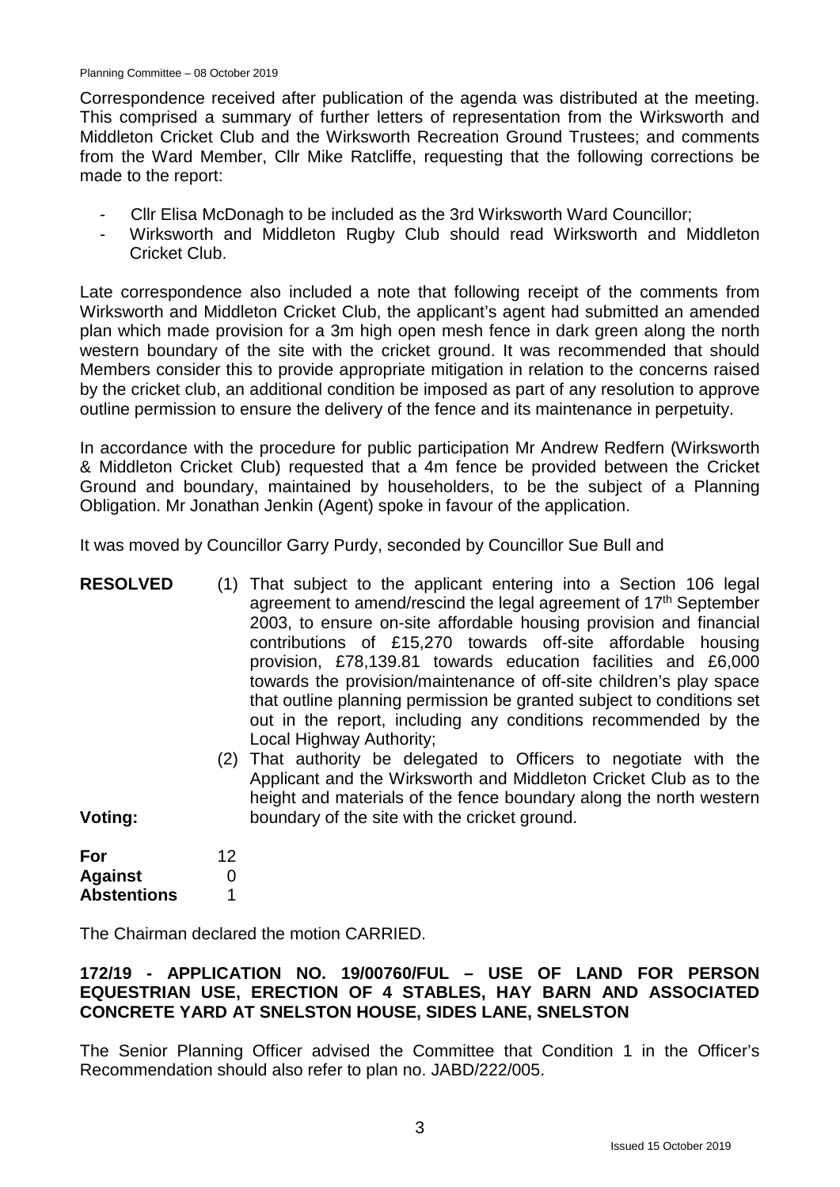Correspondence received after publication of the agenda was distributed at the meeting. This comprised a summary of further letters of representation from the Wirksworth and Middleton Cricket Club and the Wirksworth Recreation Ground Trustees; and comments from the Ward Member, Cllr Mike Ratcliffe, requesting that the following corrections be made to the report:

- Cllr Elisa McDonagh to be included as the 3rd Wirksworth Ward Councillor;
- Wirksworth and Middleton Rugby Club should read Wirksworth and Middleton Cricket Club.

Late correspondence also included a note that following receipt of the comments from Wirksworth and Middleton Cricket Club, the applicant's agent had submitted an amended plan which made provision for a 3m high open mesh fence in dark green along the north western boundary of the site with the cricket ground. It was recommended that should Members consider this to provide appropriate mitigation in relation to the concerns raised by the cricket club, an additional condition be imposed as part of any resolution to approve outline permission to ensure the delivery of the fence and its maintenance in perpetuity.

In accordance with the procedure for public participation Mr Andrew Redfern (Wirksworth & Middleton Cricket Club) requested that a 4m fence be provided between the Cricket Ground and boundary, maintained by householders, to be the subject of a Planning Obligation. Mr Jonathan Jenkin (Agent) spoke in favour of the application.

It was moved by Councillor Garry Purdy, seconded by Councillor Sue Bull and

**RESOLVED**

(1) That subject to the applicant entering into a Section 106 legal agreement to amend/rescind the legal agreement of 17th September 2003, to ensure on-site affordable housing provision and financial contributions of £15,270 towards off-site affordable housing provision, £78,139.81 towards education facilities and £6,000 towards the provision/maintenance of off-site children's play space that outline planning permission be granted subject to conditions set out in the report, including any conditions recommended by the Local Highway Authority;

(2) That authority be delegated to Officers to negotiate with the Applicant and the Wirksworth and Middleton Cricket Club as to the height and materials of the fence boundary along the north western boundary of the site with the cricket ground.

**Voting:**

| | |
|---|---|
| **For** | 12 |
| **Against** | 0 |
| **Abstentions** | 1 |

The Chairman declared the motion CARRIED.

## 172/19 - APPLICATION NO. 19/00760/FUL – USE OF LAND FOR PERSON EQUESTRIAN USE, ERECTION OF 4 STABLES, HAY BARN AND ASSOCIATED CONCRETE YARD AT SNELSTON HOUSE, SIDES LANE, SNELSTON

The Senior Planning Officer advised the Committee that Condition 1 in the Officer's Recommendation should also refer to plan no. JABD/222/005.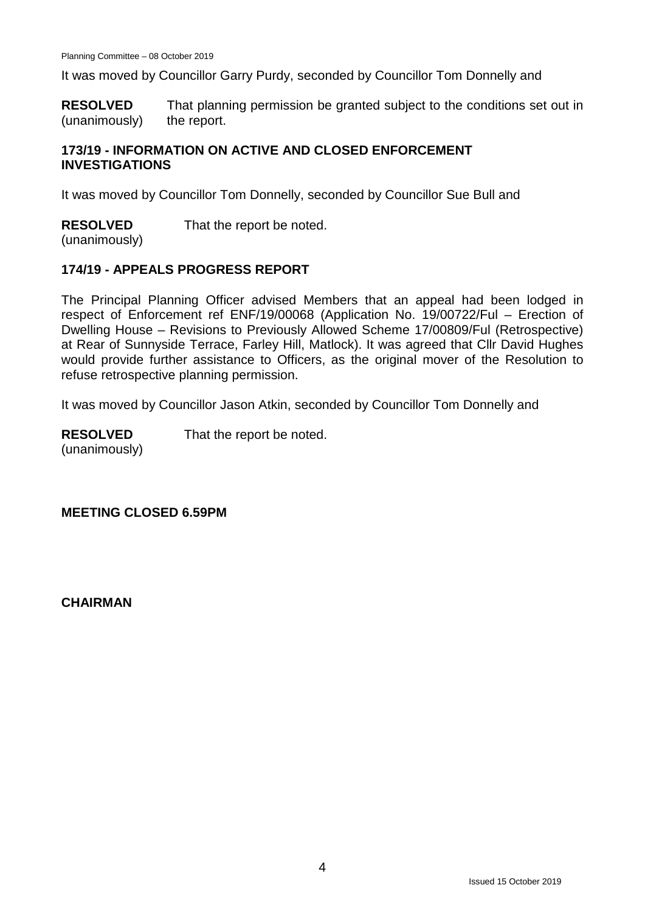It was moved by Councillor Garry Purdy, seconded by Councillor Tom Donnelly and

**RESOLVED** (unanimously) That planning permission be granted subject to the conditions set out in the report.

## 173/19 - INFORMATION ON ACTIVE AND CLOSED ENFORCEMENT INVESTIGATIONS

It was moved by Councillor Tom Donnelly, seconded by Councillor Sue Bull and

**RESOLVED** (unanimously) That the report be noted.

## 174/19 - APPEALS PROGRESS REPORT

The Principal Planning Officer advised Members that an appeal had been lodged in respect of Enforcement ref ENF/19/00068 (Application No. 19/00722/Ful – Erection of Dwelling House – Revisions to Previously Allowed Scheme 17/00809/Ful (Retrospective) at Rear of Sunnyside Terrace, Farley Hill, Matlock). It was agreed that Cllr David Hughes would provide further assistance to Officers, as the original mover of the Resolution to refuse retrospective planning permission.

It was moved by Councillor Jason Atkin, seconded by Councillor Tom Donnelly and

**RESOLVED** (unanimously) That the report be noted.

**MEETING CLOSED 6.59PM**

**CHAIRMAN**